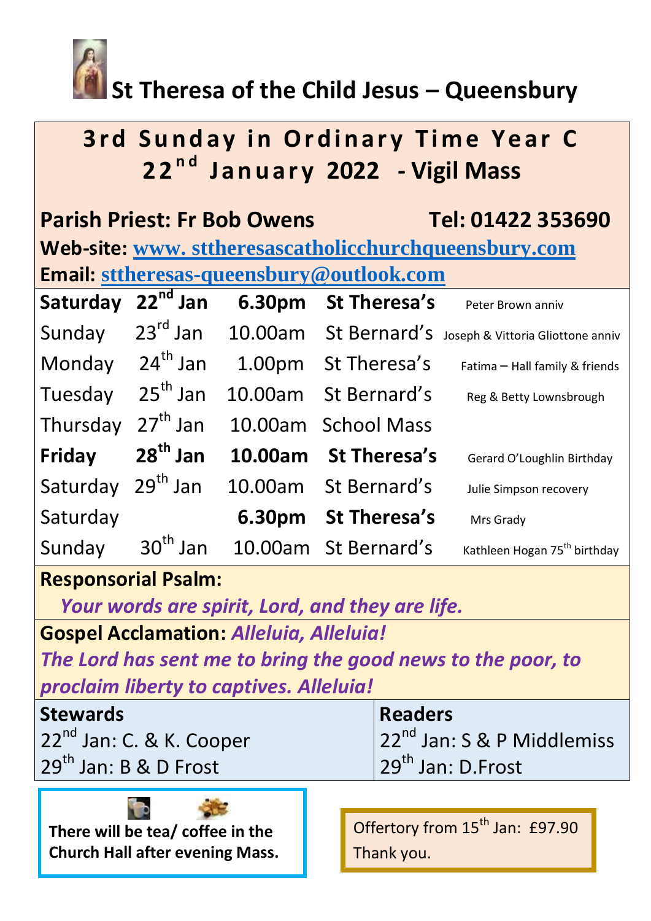# St Theresa of the Child Jesus – Queensbury

## 3rd Sunday in Ordinary Time Year C
## 22nd January 2022 - Vigil Mass

**Parish Priest: Fr Bob Owens** **Tel: 01422 353690**

**Web-site: www. sttheresascatholicchurchqueensbury.com**

**Email: sttheresas-queensbury@outlook.com**

| | | | | |
|---|---|---|---|---|
| **Saturday** | **22nd Jan** | **6.30pm** | **St Theresa's** | Peter Brown anniv |
| Sunday | 23rd Jan | 10.00am | St Bernard's | Joseph & Vittoria Gliottone anniv |
| Monday | 24th Jan | 1.00pm | St Theresa's | Fatima – Hall family & friends |
| Tuesday | 25th Jan | 10.00am | St Bernard's | Reg & Betty Lownsbrough |
| Thursday | 27th Jan | 10.00am | School Mass | |
| **Friday** | **28th Jan** | **10.00am** | **St Theresa's** | Gerard O'Loughlin Birthday |
| Saturday | 29th Jan | 10.00am | St Bernard's | Julie Simpson recovery |
| Saturday | | **6.30pm** | **St Theresa's** | Mrs Grady |
| Sunday | 30th Jan | 10.00am | St Bernard's | Kathleen Hogan 75th birthday |

**Responsorial Psalm:**

***Your words are spirit, Lord, and they are life.***

**Gospel Acclamation:** ***Alleluia, Alleluia!***

***The Lord has sent me to bring the good news to the poor, to proclaim liberty to captives. Alleluia!***

| **Stewards** | **Readers** |
|---|---|
| 22nd Jan: C. & K. Cooper | 22nd Jan: S & P Middlemiss |
| 29th Jan: B & D Frost | 29th Jan: D.Frost |

**There will be tea/ coffee in the Church Hall after evening Mass.**

Offertory from 15th Jan: £97.90
Thank you.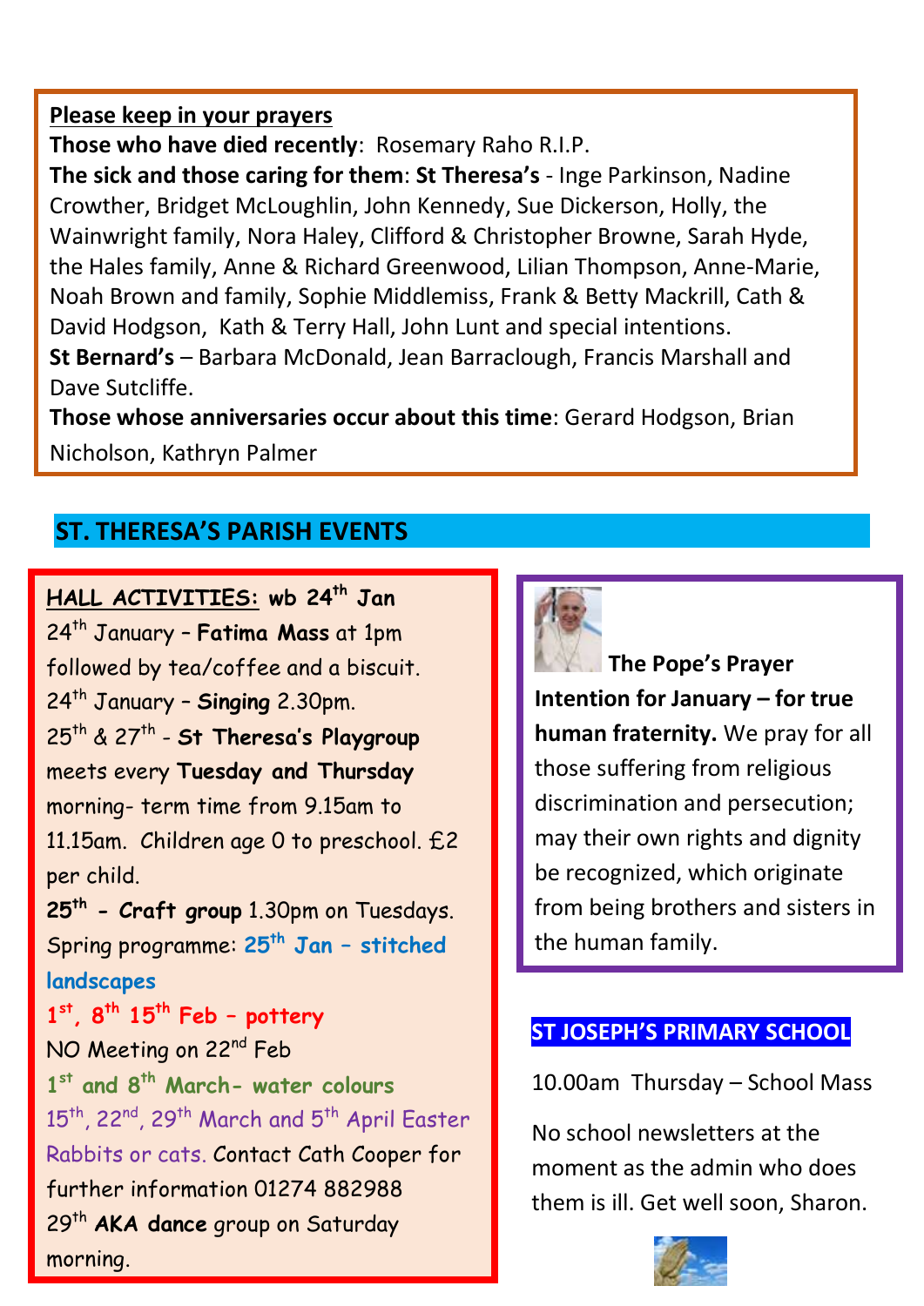**Please keep in your prayers**

**Those who have died recently**: Rosemary Raho R.I.P.

**The sick and those caring for them**: **St Theresa's** - Inge Parkinson, Nadine Crowther, Bridget McLoughlin, John Kennedy, Sue Dickerson, Holly, the Wainwright family, Nora Haley, Clifford & Christopher Browne, Sarah Hyde, the Hales family, Anne & Richard Greenwood, Lilian Thompson, Anne-Marie, Noah Brown and family, Sophie Middlemiss, Frank & Betty Mackrill, Cath & David Hodgson, Kath & Terry Hall, John Lunt and special intentions.

**St Bernard's** – Barbara McDonald, Jean Barraclough, Francis Marshall and Dave Sutcliffe.

**Those whose anniversaries occur about this time**: Gerard Hodgson, Brian Nicholson, Kathryn Palmer

## ST. THERESA'S PARISH EVENTS

**HALL ACTIVITIES: wb 24th Jan**

24th January – **Fatima Mass** at 1pm followed by tea/coffee and a biscuit.

24th January – **Singing** 2.30pm.

25th & 27th - **St Theresa's Playgroup** meets every **Tuesday and Thursday** morning- term time from 9.15am to 11.15am. Children age 0 to preschool. £2 per child.

**25th - Craft group** 1.30pm on Tuesdays. Spring programme: **25th Jan – stitched landscapes**

**1st, 8th 15th Feb – pottery**

NO Meeting on 22nd Feb

**1st and 8th March- water colours**

15th, 22nd, 29th March and 5th April Easter Rabbits or cats. Contact Cath Cooper for further information 01274 882988

29th **AKA dance** group on Saturday morning.

**The Pope's Prayer Intention for January – for true human fraternity.** We pray for all those suffering from religious discrimination and persecution; may their own rights and dignity be recognized, which originate from being brothers and sisters in the human family.

## ST JOSEPH'S PRIMARY SCHOOL

10.00am Thursday – School Mass

No school newsletters at the moment as the admin who does them is ill. Get well soon, Sharon.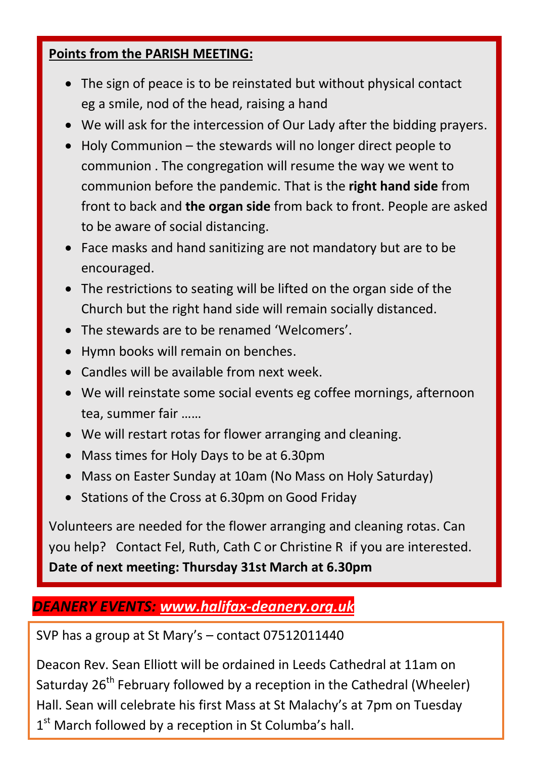**Points from the PARISH MEETING:**

- The sign of peace is to be reinstated but without physical contact eg a smile, nod of the head, raising a hand
- We will ask for the intercession of Our Lady after the bidding prayers.
- Holy Communion – the stewards will no longer direct people to communion . The congregation will resume the way we went to communion before the pandemic. That is the **right hand side** from front to back and **the organ side** from back to front. People are asked to be aware of social distancing.
- Face masks and hand sanitizing are not mandatory but are to be encouraged.
- The restrictions to seating will be lifted on the organ side of the Church but the right hand side will remain socially distanced.
- The stewards are to be renamed 'Welcomers'.
- Hymn books will remain on benches.
- Candles will be available from next week.
- We will reinstate some social events eg coffee mornings, afternoon tea, summer fair ……
- We will restart rotas for flower arranging and cleaning.
- Mass times for Holy Days to be at 6.30pm
- Mass on Easter Sunday at 10am (No Mass on Holy Saturday)
- Stations of the Cross at 6.30pm on Good Friday

Volunteers are needed for the flower arranging and cleaning rotas. Can you help? Contact Fel, Ruth, Cath C or Christine R if you are interested.

**Date of next meeting: Thursday 31st March at 6.30pm**

***DEANERY EVENTS: www.halifax-deanery.org.uk***

SVP has a group at St Mary's – contact 07512011440

Deacon Rev. Sean Elliott will be ordained in Leeds Cathedral at 11am on Saturday 26th February followed by a reception in the Cathedral (Wheeler) Hall. Sean will celebrate his first Mass at St Malachy's at 7pm on Tuesday 1st March followed by a reception in St Columba's hall.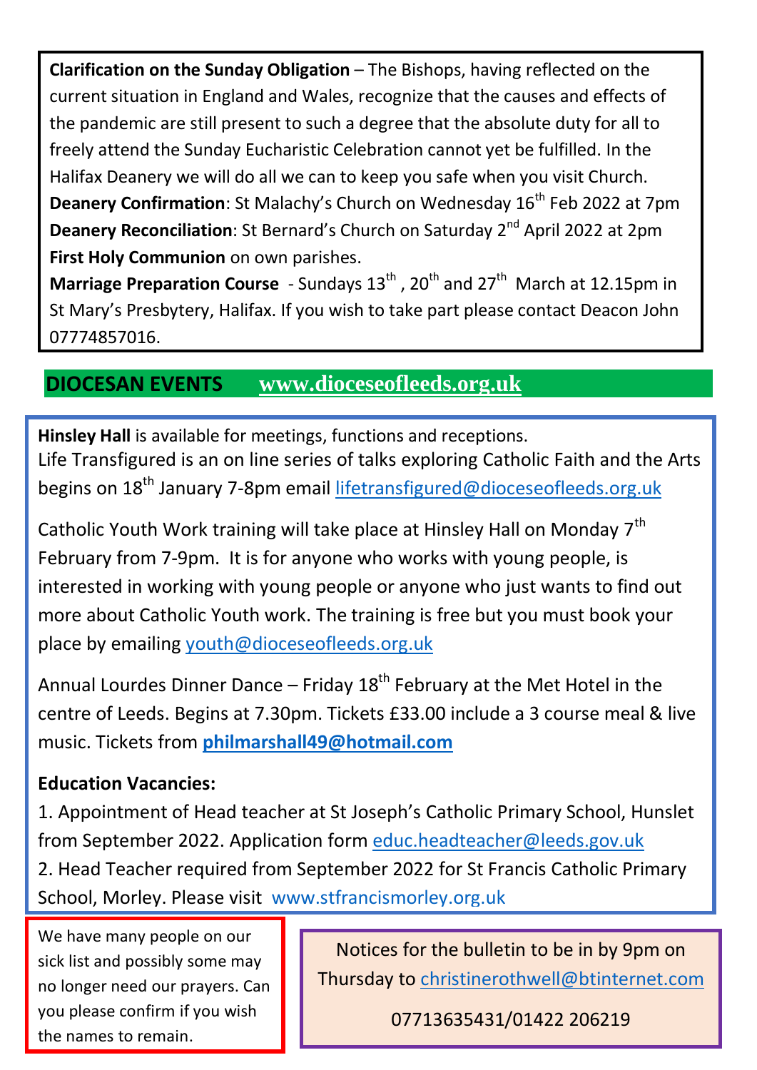**Clarification on the Sunday Obligation** – The Bishops, having reflected on the current situation in England and Wales, recognize that the causes and effects of the pandemic are still present to such a degree that the absolute duty for all to freely attend the Sunday Eucharistic Celebration cannot yet be fulfilled. In the Halifax Deanery we will do all we can to keep you safe when you visit Church.

**Deanery Confirmation**: St Malachy's Church on Wednesday 16th Feb 2022 at 7pm

**Deanery Reconciliation**: St Bernard's Church on Saturday 2nd April 2022 at 2pm

**First Holy Communion** on own parishes.

**Marriage Preparation Course** - Sundays 13th , 20th and 27th March at 12.15pm in St Mary's Presbytery, Halifax. If you wish to take part please contact Deacon John 07774857016.

## DIOCESAN EVENTS www.dioceseofleeds.org.uk

**Hinsley Hall** is available for meetings, functions and receptions.

Life Transfigured is an on line series of talks exploring Catholic Faith and the Arts begins on 18th January 7-8pm email lifetransfigured@dioceseofleeds.org.uk

Catholic Youth Work training will take place at Hinsley Hall on Monday 7th February from 7-9pm. It is for anyone who works with young people, is interested in working with young people or anyone who just wants to find out more about Catholic Youth work. The training is free but you must book your place by emailing youth@dioceseofleeds.org.uk

Annual Lourdes Dinner Dance – Friday 18th February at the Met Hotel in the centre of Leeds. Begins at 7.30pm. Tickets £33.00 include a 3 course meal & live music. Tickets from **philmarshall49@hotmail.com**

**Education Vacancies:**

1. Appointment of Head teacher at St Joseph's Catholic Primary School, Hunslet from September 2022. Application form educ.headteacher@leeds.gov.uk
2. Head Teacher required from September 2022 for St Francis Catholic Primary School, Morley. Please visit www.stfrancismorley.org.uk

We have many people on our sick list and possibly some may no longer need our prayers. Can you please confirm if you wish the names to remain.

Notices for the bulletin to be in by 9pm on Thursday to christinerothwell@btinternet.com

07713635431/01422 206219